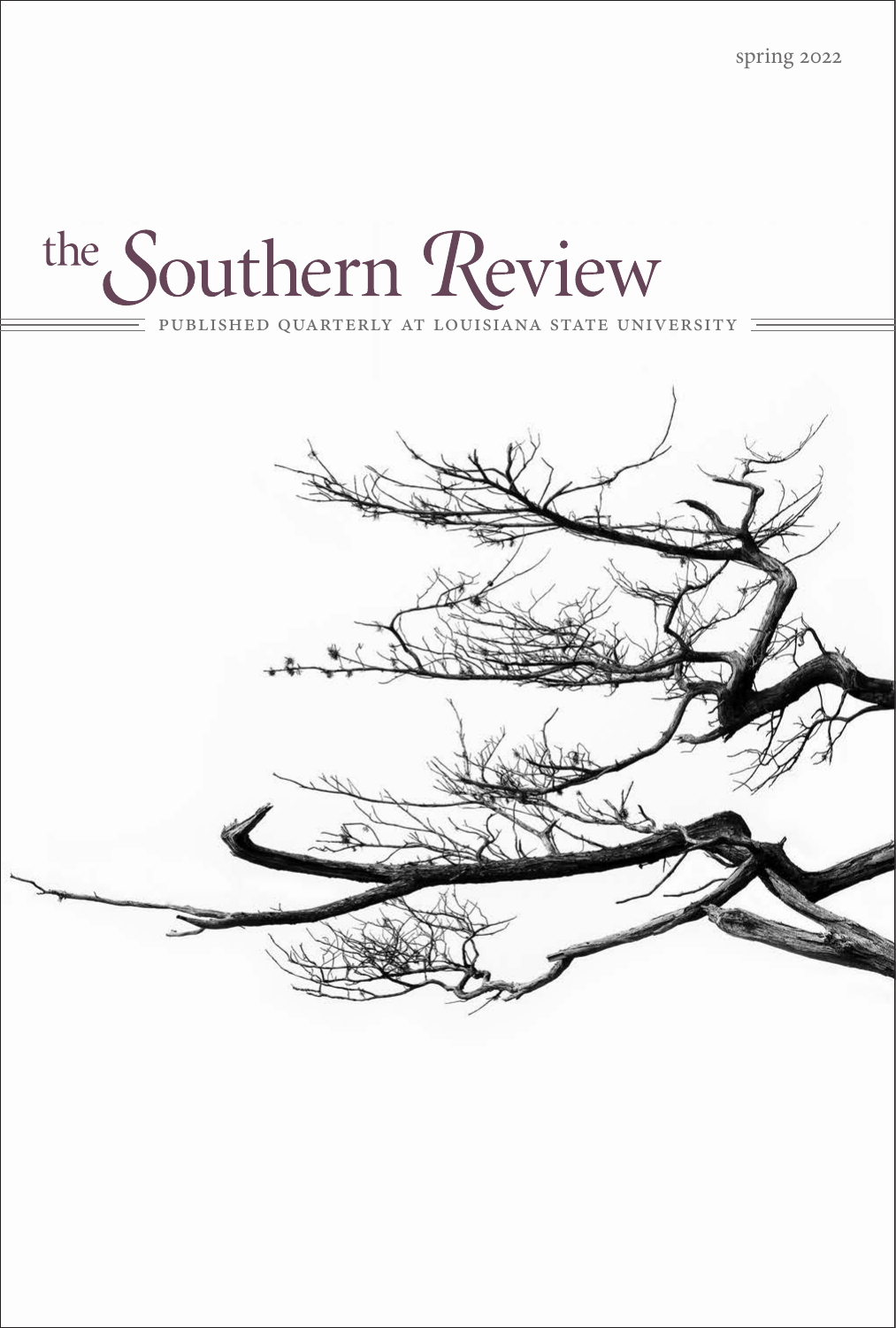spring 2022

# the Southern Review

PUBLISHED QUARTERLY AT LOUISIANA STATE UNIVERSITY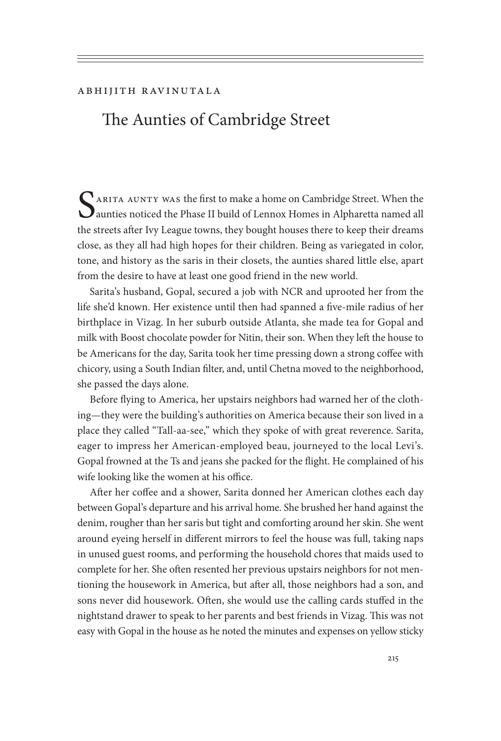ABHIJITH RAVINUTALA

# The Aunties of Cambridge Street

Sarita aunty was the first to make a home on Cambridge Street. When the aunties noticed the Phase II build of Lennox Homes in Alpharetta named all the streets after Ivy League towns, they bought houses there to keep their dreams close, as they all had high hopes for their children. Being as variegated in color, tone, and history as the saris in their closets, the aunties shared little else, apart from the desire to have at least one good friend in the new world.

Sarita's husband, Gopal, secured a job with NCR and uprooted her from the life she'd known. Her existence until then had spanned a five-mile radius of her birthplace in Vizag. In her suburb outside Atlanta, she made tea for Gopal and milk with Boost chocolate powder for Nitin, their son. When they left the house to be Americans for the day, Sarita took her time pressing down a strong coffee with chicory, using a South Indian filter, and, until Chetna moved to the neighborhood, she passed the days alone.

Before flying to America, her upstairs neighbors had warned her of the clothing—they were the building's authorities on America because their son lived in a place they called "Tall-aa-see," which they spoke of with great reverence. Sarita, eager to impress her American-employed beau, journeyed to the local Levi's. Gopal frowned at the Ts and jeans she packed for the flight. He complained of his wife looking like the women at his office.

After her coffee and a shower, Sarita donned her American clothes each day between Gopal's departure and his arrival home. She brushed her hand against the denim, rougher than her saris but tight and comforting around her skin. She went around eyeing herself in different mirrors to feel the house was full, taking naps in unused guest rooms, and performing the household chores that maids used to complete for her. She often resented her previous upstairs neighbors for not mentioning the housework in America, but after all, those neighbors had a son, and sons never did housework. Often, she would use the calling cards stuffed in the nightstand drawer to speak to her parents and best friends in Vizag. This was not easy with Gopal in the house as he noted the minutes and expenses on yellow sticky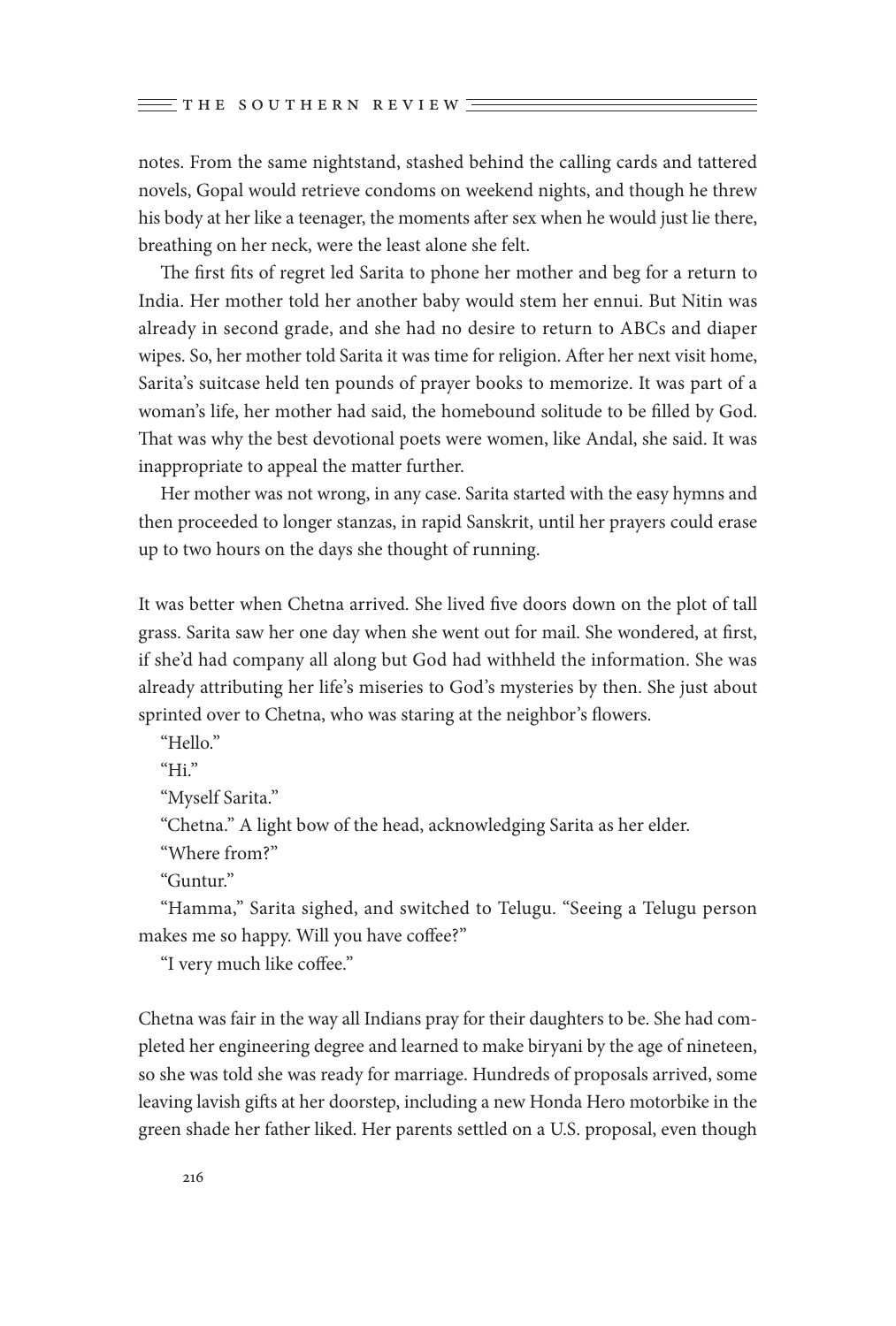notes. From the same nightstand, stashed behind the calling cards and tattered novels, Gopal would retrieve condoms on weekend nights, and though he threw his body at her like a teenager, the moments after sex when he would just lie there, breathing on her neck, were the least alone she felt.

The first fits of regret led Sarita to phone her mother and beg for a return to India. Her mother told her another baby would stem her ennui. But Nitin was already in second grade, and she had no desire to return to ABCs and diaper wipes. So, her mother told Sarita it was time for religion. After her next visit home, Sarita's suitcase held ten pounds of prayer books to memorize. It was part of a woman's life, her mother had said, the homebound solitude to be filled by God. That was why the best devotional poets were women, like Andal, she said. It was inappropriate to appeal the matter further.

Her mother was not wrong, in any case. Sarita started with the easy hymns and then proceeded to longer stanzas, in rapid Sanskrit, until her prayers could erase up to two hours on the days she thought of running.

It was better when Chetna arrived. She lived five doors down on the plot of tall grass. Sarita saw her one day when she went out for mail. She wondered, at first, if she'd had company all along but God had withheld the information. She was already attributing her life's miseries to God's mysteries by then. She just about sprinted over to Chetna, who was staring at the neighbor's flowers.

"Hello."

"Hi."

"Myself Sarita."

"Chetna." A light bow of the head, acknowledging Sarita as her elder.

"Where from?"

"Guntur."

"Hamma," Sarita sighed, and switched to Telugu. "Seeing a Telugu person makes me so happy. Will you have coffee?"

"I very much like coffee."

Chetna was fair in the way all Indians pray for their daughters to be. She had completed her engineering degree and learned to make biryani by the age of nineteen, so she was told she was ready for marriage. Hundreds of proposals arrived, some leaving lavish gifts at her doorstep, including a new Honda Hero motorbike in the green shade her father liked. Her parents settled on a U.S. proposal, even though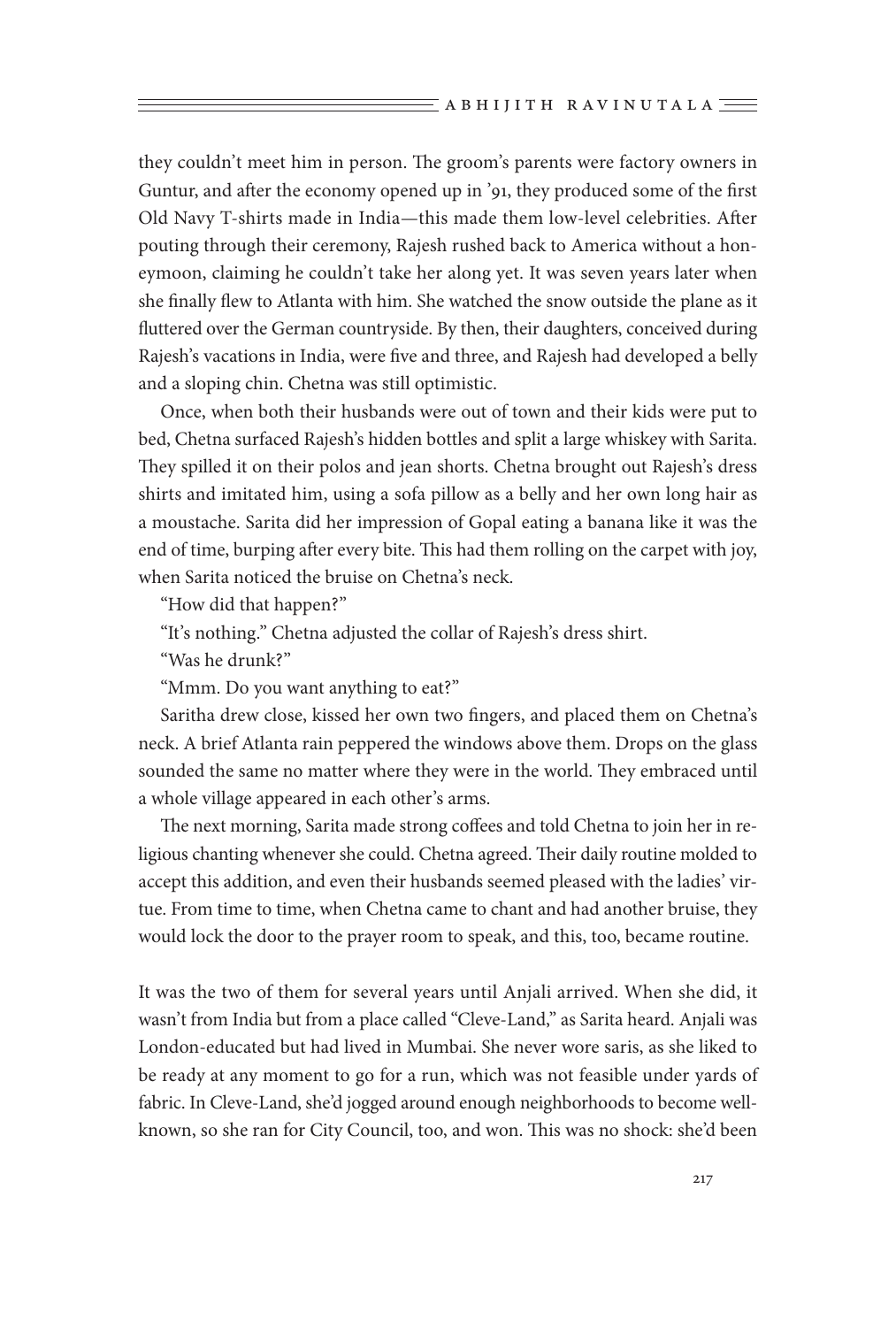they couldn't meet him in person. The groom's parents were factory owners in Guntur, and after the economy opened up in '91, they produced some of the first Old Navy T-shirts made in India—this made them low-level celebrities. After pouting through their ceremony, Rajesh rushed back to America without a honeymoon, claiming he couldn't take her along yet. It was seven years later when she finally flew to Atlanta with him. She watched the snow outside the plane as it fluttered over the German countryside. By then, their daughters, conceived during Rajesh's vacations in India, were five and three, and Rajesh had developed a belly and a sloping chin. Chetna was still optimistic.

Once, when both their husbands were out of town and their kids were put to bed, Chetna surfaced Rajesh's hidden bottles and split a large whiskey with Sarita. They spilled it on their polos and jean shorts. Chetna brought out Rajesh's dress shirts and imitated him, using a sofa pillow as a belly and her own long hair as a moustache. Sarita did her impression of Gopal eating a banana like it was the end of time, burping after every bite. This had them rolling on the carpet with joy, when Sarita noticed the bruise on Chetna's neck.

"How did that happen?"

"It's nothing." Chetna adjusted the collar of Rajesh's dress shirt.

"Was he drunk?"

"Mmm. Do you want anything to eat?"

Saritha drew close, kissed her own two fingers, and placed them on Chetna's neck. A brief Atlanta rain peppered the windows above them. Drops on the glass sounded the same no matter where they were in the world. They embraced until a whole village appeared in each other's arms.

The next morning, Sarita made strong coffees and told Chetna to join her in religious chanting whenever she could. Chetna agreed. Their daily routine molded to accept this addition, and even their husbands seemed pleased with the ladies' virtue. From time to time, when Chetna came to chant and had another bruise, they would lock the door to the prayer room to speak, and this, too, became routine.

It was the two of them for several years until Anjali arrived. When she did, it wasn't from India but from a place called "Cleve-Land," as Sarita heard. Anjali was London-educated but had lived in Mumbai. She never wore saris, as she liked to be ready at any moment to go for a run, which was not feasible under yards of fabric. In Cleve-Land, she'd jogged around enough neighborhoods to become well-known, so she ran for City Council, too, and won. This was no shock: she'd been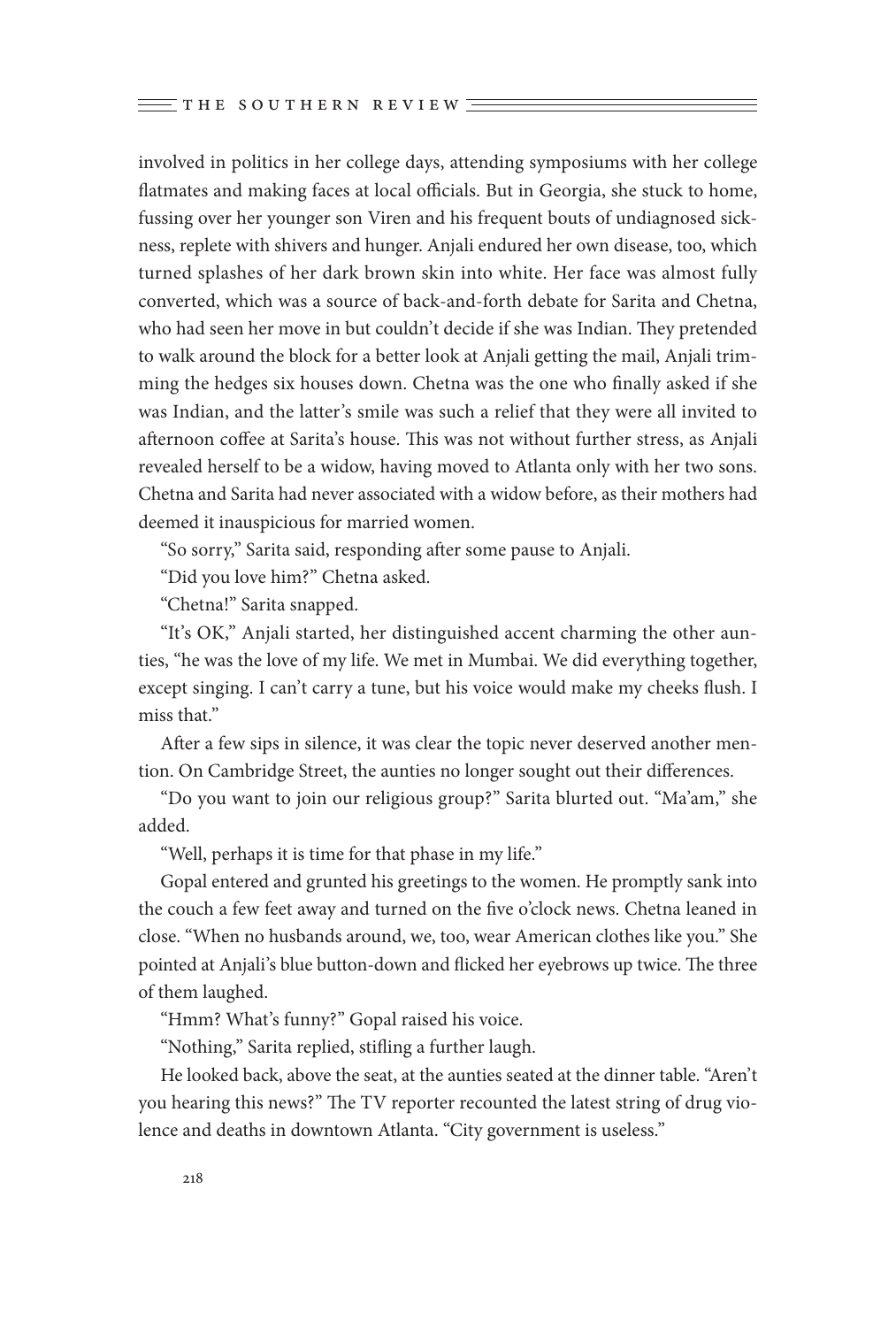involved in politics in her college days, attending symposiums with her college flatmates and making faces at local officials. But in Georgia, she stuck to home, fussing over her younger son Viren and his frequent bouts of undiagnosed sickness, replete with shivers and hunger. Anjali endured her own disease, too, which turned splashes of her dark brown skin into white. Her face was almost fully converted, which was a source of back-and-forth debate for Sarita and Chetna, who had seen her move in but couldn't decide if she was Indian. They pretended to walk around the block for a better look at Anjali getting the mail, Anjali trimming the hedges six houses down. Chetna was the one who finally asked if she was Indian, and the latter's smile was such a relief that they were all invited to afternoon coffee at Sarita's house. This was not without further stress, as Anjali revealed herself to be a widow, having moved to Atlanta only with her two sons. Chetna and Sarita had never associated with a widow before, as their mothers had deemed it inauspicious for married women.

"So sorry," Sarita said, responding after some pause to Anjali.

"Did you love him?" Chetna asked.

"Chetna!" Sarita snapped.

"It's OK," Anjali started, her distinguished accent charming the other aunties, "he was the love of my life. We met in Mumbai. We did everything together, except singing. I can't carry a tune, but his voice would make my cheeks flush. I miss that."

After a few sips in silence, it was clear the topic never deserved another mention. On Cambridge Street, the aunties no longer sought out their differences.

"Do you want to join our religious group?" Sarita blurted out. "Ma'am," she added.

"Well, perhaps it is time for that phase in my life."

Gopal entered and grunted his greetings to the women. He promptly sank into the couch a few feet away and turned on the five o'clock news. Chetna leaned in close. "When no husbands around, we, too, wear American clothes like you." She pointed at Anjali's blue button-down and flicked her eyebrows up twice. The three of them laughed.

"Hmm? What's funny?" Gopal raised his voice.

"Nothing," Sarita replied, stifling a further laugh.

He looked back, above the seat, at the aunties seated at the dinner table. "Aren't you hearing this news?" The TV reporter recounted the latest string of drug violence and deaths in downtown Atlanta. "City government is useless."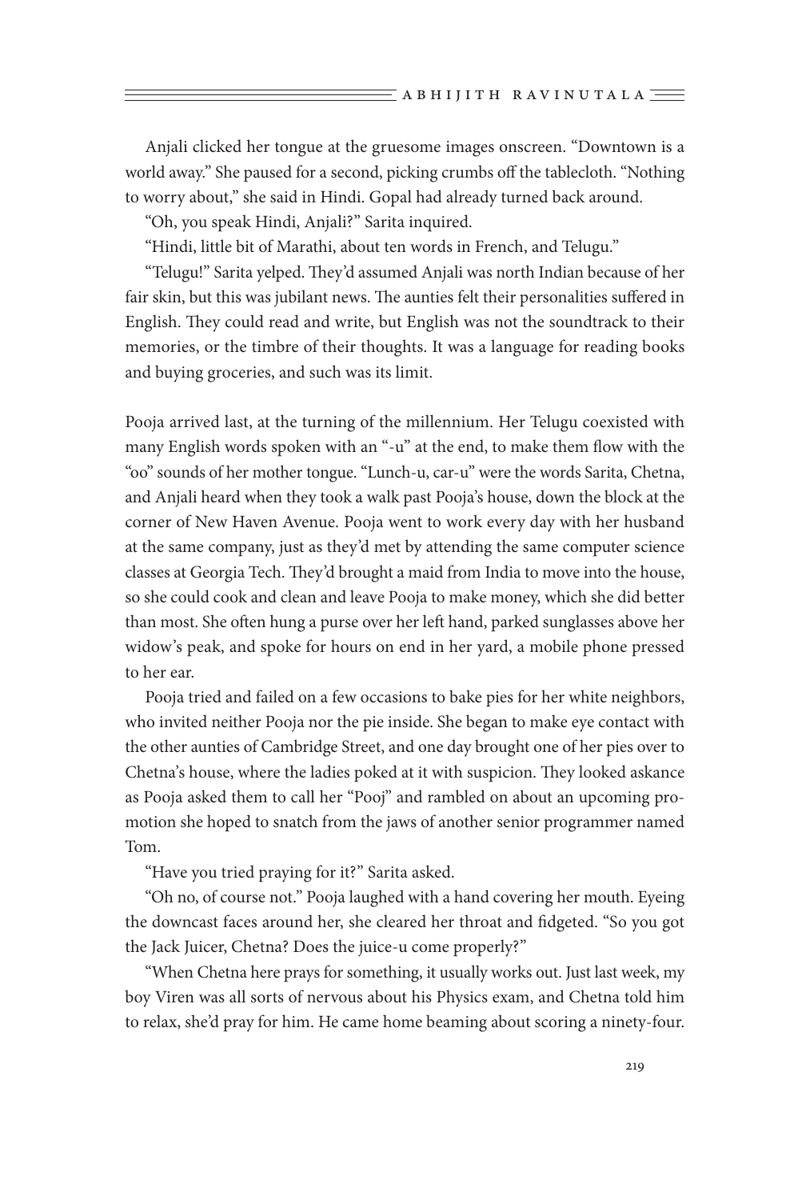Anjali clicked her tongue at the gruesome images onscreen. "Downtown is a world away." She paused for a second, picking crumbs off the tablecloth. "Nothing to worry about," she said in Hindi. Gopal had already turned back around.

"Oh, you speak Hindi, Anjali?" Sarita inquired.

"Hindi, little bit of Marathi, about ten words in French, and Telugu."

"Telugu!" Sarita yelped. They'd assumed Anjali was north Indian because of her fair skin, but this was jubilant news. The aunties felt their personalities suffered in English. They could read and write, but English was not the soundtrack to their memories, or the timbre of their thoughts. It was a language for reading books and buying groceries, and such was its limit.

Pooja arrived last, at the turning of the millennium. Her Telugu coexisted with many English words spoken with an "-u" at the end, to make them flow with the "oo" sounds of her mother tongue. "Lunch-u, car-u" were the words Sarita, Chetna, and Anjali heard when they took a walk past Pooja's house, down the block at the corner of New Haven Avenue. Pooja went to work every day with her husband at the same company, just as they'd met by attending the same computer science classes at Georgia Tech. They'd brought a maid from India to move into the house, so she could cook and clean and leave Pooja to make money, which she did better than most. She often hung a purse over her left hand, parked sunglasses above her widow's peak, and spoke for hours on end in her yard, a mobile phone pressed to her ear.

Pooja tried and failed on a few occasions to bake pies for her white neighbors, who invited neither Pooja nor the pie inside. She began to make eye contact with the other aunties of Cambridge Street, and one day brought one of her pies over to Chetna's house, where the ladies poked at it with suspicion. They looked askance as Pooja asked them to call her "Pooj" and rambled on about an upcoming promotion she hoped to snatch from the jaws of another senior programmer named Tom.

"Have you tried praying for it?" Sarita asked.

"Oh no, of course not." Pooja laughed with a hand covering her mouth. Eyeing the downcast faces around her, she cleared her throat and fidgeted. "So you got the Jack Juicer, Chetna? Does the juice-u come properly?"

"When Chetna here prays for something, it usually works out. Just last week, my boy Viren was all sorts of nervous about his Physics exam, and Chetna told him to relax, she'd pray for him. He came home beaming about scoring a ninety-four.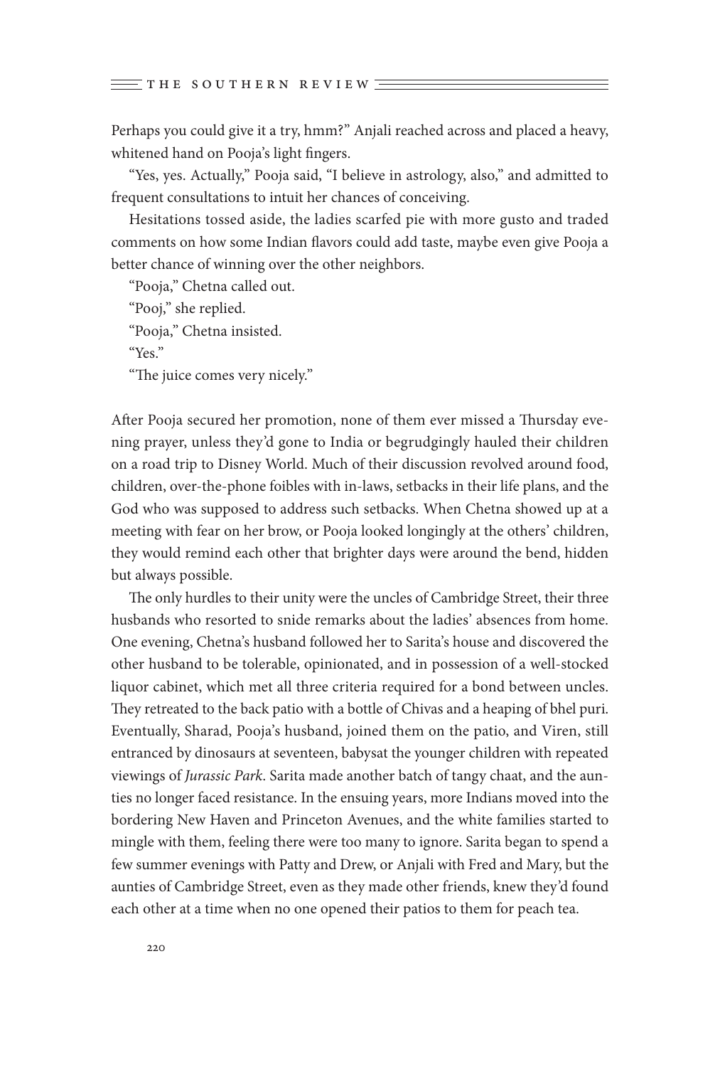Perhaps you could give it a try, hmm?" Anjali reached across and placed a heavy, whitened hand on Pooja's light fingers.

"Yes, yes. Actually," Pooja said, "I believe in astrology, also," and admitted to frequent consultations to intuit her chances of conceiving.

Hesitations tossed aside, the ladies scarfed pie with more gusto and traded comments on how some Indian flavors could add taste, maybe even give Pooja a better chance of winning over the other neighbors.

"Pooja," Chetna called out.

"Pooj," she replied.

"Pooja," Chetna insisted.

"Yes."

"The juice comes very nicely."

After Pooja secured her promotion, none of them ever missed a Thursday evening prayer, unless they'd gone to India or begrudgingly hauled their children on a road trip to Disney World. Much of their discussion revolved around food, children, over-the-phone foibles with in-laws, setbacks in their life plans, and the God who was supposed to address such setbacks. When Chetna showed up at a meeting with fear on her brow, or Pooja looked longingly at the others' children, they would remind each other that brighter days were around the bend, hidden but always possible.

The only hurdles to their unity were the uncles of Cambridge Street, their three husbands who resorted to snide remarks about the ladies' absences from home. One evening, Chetna's husband followed her to Sarita's house and discovered the other husband to be tolerable, opinionated, and in possession of a well-stocked liquor cabinet, which met all three criteria required for a bond between uncles. They retreated to the back patio with a bottle of Chivas and a heaping of bhel puri. Eventually, Sharad, Pooja's husband, joined them on the patio, and Viren, still entranced by dinosaurs at seventeen, babysat the younger children with repeated viewings of *Jurassic Park*. Sarita made another batch of tangy chaat, and the aunties no longer faced resistance. In the ensuing years, more Indians moved into the bordering New Haven and Princeton Avenues, and the white families started to mingle with them, feeling there were too many to ignore. Sarita began to spend a few summer evenings with Patty and Drew, or Anjali with Fred and Mary, but the aunties of Cambridge Street, even as they made other friends, knew they'd found each other at a time when no one opened their patios to them for peach tea.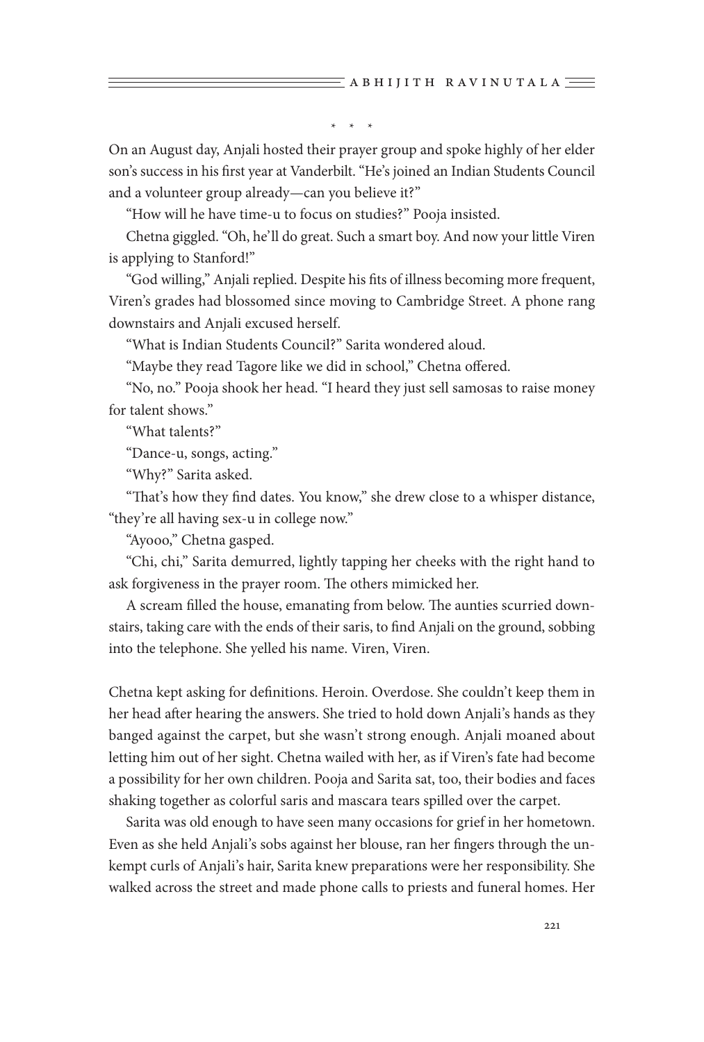\* \* \*

On an August day, Anjali hosted their prayer group and spoke highly of her elder son's success in his first year at Vanderbilt. "He's joined an Indian Students Council and a volunteer group already—can you believe it?"

"How will he have time-u to focus on studies?" Pooja insisted.

Chetna giggled. "Oh, he'll do great. Such a smart boy. And now your little Viren is applying to Stanford!"

"God willing," Anjali replied. Despite his fits of illness becoming more frequent, Viren's grades had blossomed since moving to Cambridge Street. A phone rang downstairs and Anjali excused herself.

"What is Indian Students Council?" Sarita wondered aloud.

"Maybe they read Tagore like we did in school," Chetna offered.

"No, no." Pooja shook her head. "I heard they just sell samosas to raise money for talent shows."

"What talents?"

"Dance-u, songs, acting."

"Why?" Sarita asked.

"That's how they find dates. You know," she drew close to a whisper distance, "they're all having sex-u in college now."

"Ayooo," Chetna gasped.

"Chi, chi," Sarita demurred, lightly tapping her cheeks with the right hand to ask forgiveness in the prayer room. The others mimicked her.

A scream filled the house, emanating from below. The aunties scurried downstairs, taking care with the ends of their saris, to find Anjali on the ground, sobbing into the telephone. She yelled his name. Viren, Viren.

Chetna kept asking for definitions. Heroin. Overdose. She couldn't keep them in her head after hearing the answers. She tried to hold down Anjali's hands as they banged against the carpet, but she wasn't strong enough. Anjali moaned about letting him out of her sight. Chetna wailed with her, as if Viren's fate had become a possibility for her own children. Pooja and Sarita sat, too, their bodies and faces shaking together as colorful saris and mascara tears spilled over the carpet.

Sarita was old enough to have seen many occasions for grief in her hometown. Even as she held Anjali's sobs against her blouse, ran her fingers through the unkempt curls of Anjali's hair, Sarita knew preparations were her responsibility. She walked across the street and made phone calls to priests and funeral homes. Her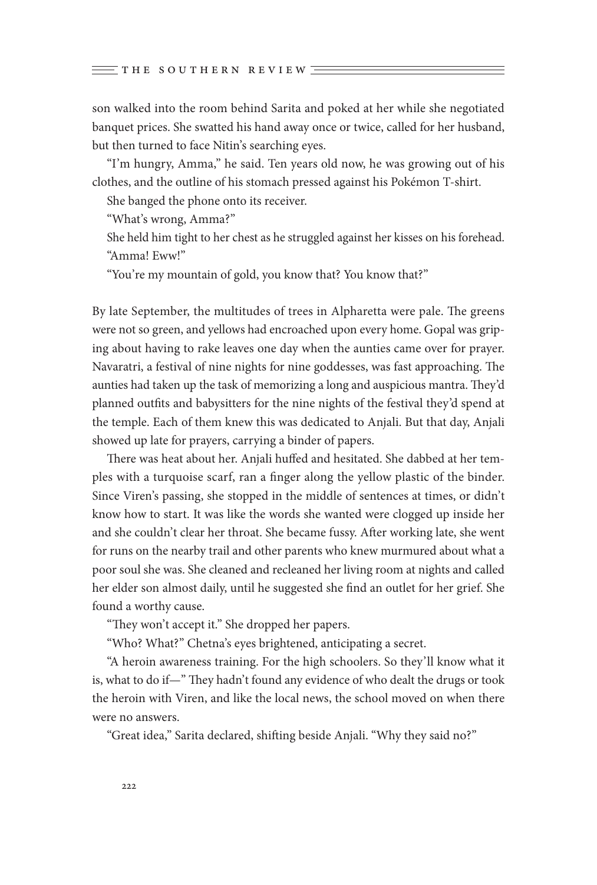son walked into the room behind Sarita and poked at her while she negotiated banquet prices. She swatted his hand away once or twice, called for her husband, but then turned to face Nitin's searching eyes.

"I'm hungry, Amma," he said. Ten years old now, he was growing out of his clothes, and the outline of his stomach pressed against his Pokémon T-shirt.

She banged the phone onto its receiver.

"What's wrong, Amma?"

She held him tight to her chest as he struggled against her kisses on his forehead.

"Amma! Eww!"

"You're my mountain of gold, you know that? You know that?"

By late September, the multitudes of trees in Alpharetta were pale. The greens were not so green, and yellows had encroached upon every home. Gopal was griping about having to rake leaves one day when the aunties came over for prayer. Navaratri, a festival of nine nights for nine goddesses, was fast approaching. The aunties had taken up the task of memorizing a long and auspicious mantra. They'd planned outfits and babysitters for the nine nights of the festival they'd spend at the temple. Each of them knew this was dedicated to Anjali. But that day, Anjali showed up late for prayers, carrying a binder of papers.

There was heat about her. Anjali huffed and hesitated. She dabbed at her temples with a turquoise scarf, ran a finger along the yellow plastic of the binder. Since Viren's passing, she stopped in the middle of sentences at times, or didn't know how to start. It was like the words she wanted were clogged up inside her and she couldn't clear her throat. She became fussy. After working late, she went for runs on the nearby trail and other parents who knew murmured about what a poor soul she was. She cleaned and recleaned her living room at nights and called her elder son almost daily, until he suggested she find an outlet for her grief. She found a worthy cause.

"They won't accept it." She dropped her papers.

"Who? What?" Chetna's eyes brightened, anticipating a secret.

"A heroin awareness training. For the high schoolers. So they'll know what it is, what to do if—" They hadn't found any evidence of who dealt the drugs or took the heroin with Viren, and like the local news, the school moved on when there were no answers.

"Great idea," Sarita declared, shifting beside Anjali. "Why they said no?"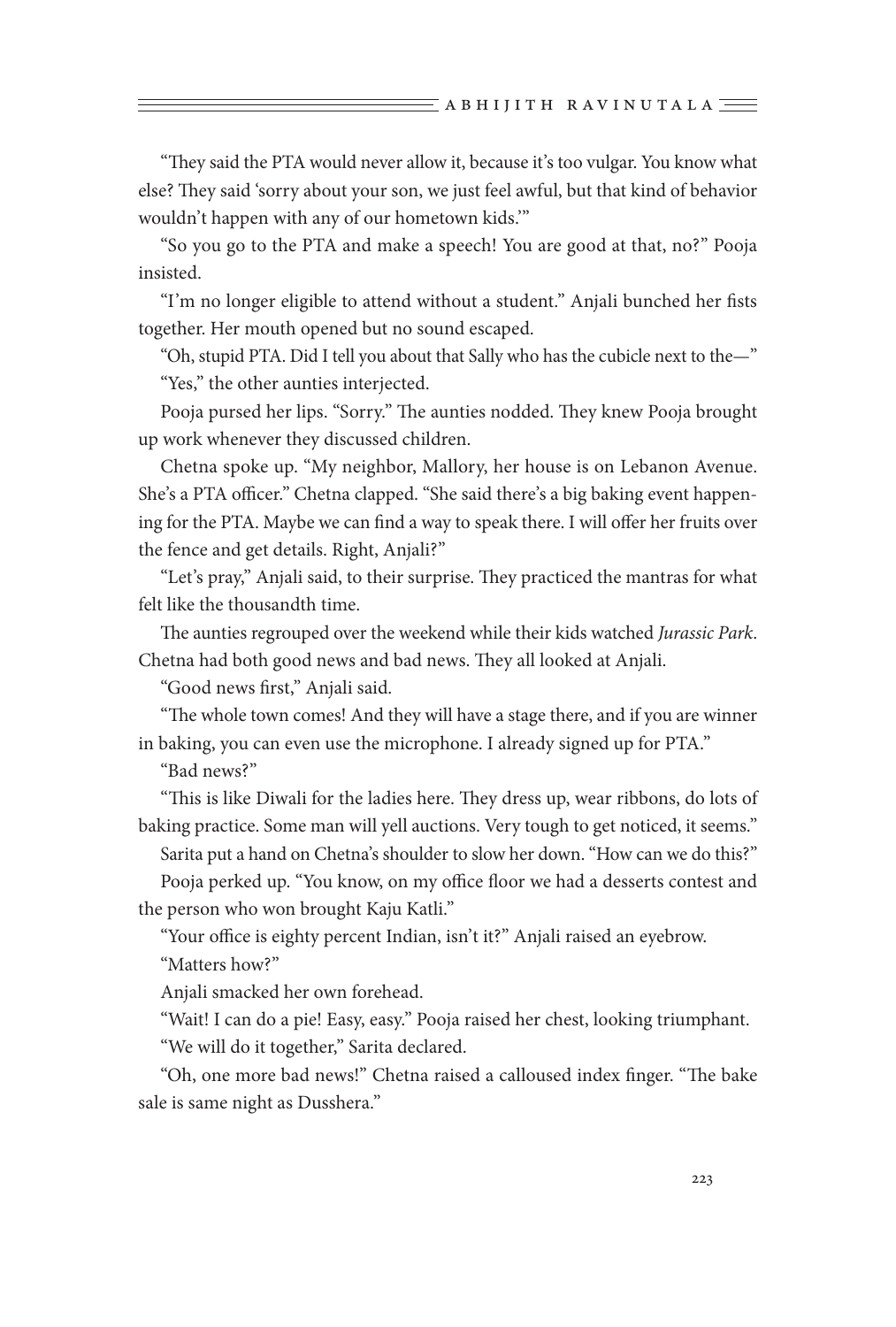"They said the PTA would never allow it, because it's too vulgar. You know what else? They said 'sorry about your son, we just feel awful, but that kind of behavior wouldn't happen with any of our hometown kids.'"

"So you go to the PTA and make a speech! You are good at that, no?" Pooja insisted.

"I'm no longer eligible to attend without a student." Anjali bunched her fists together. Her mouth opened but no sound escaped.

"Oh, stupid PTA. Did I tell you about that Sally who has the cubicle next to the—"

"Yes," the other aunties interjected.

Pooja pursed her lips. "Sorry." The aunties nodded. They knew Pooja brought up work whenever they discussed children.

Chetna spoke up. "My neighbor, Mallory, her house is on Lebanon Avenue. She's a PTA officer." Chetna clapped. "She said there's a big baking event happening for the PTA. Maybe we can find a way to speak there. I will offer her fruits over the fence and get details. Right, Anjali?"

"Let's pray," Anjali said, to their surprise. They practiced the mantras for what felt like the thousandth time.

The aunties regrouped over the weekend while their kids watched *Jurassic Park*. Chetna had both good news and bad news. They all looked at Anjali.

"Good news first," Anjali said.

"The whole town comes! And they will have a stage there, and if you are winner in baking, you can even use the microphone. I already signed up for PTA."

"Bad news?"

"This is like Diwali for the ladies here. They dress up, wear ribbons, do lots of baking practice. Some man will yell auctions. Very tough to get noticed, it seems."

Sarita put a hand on Chetna's shoulder to slow her down. "How can we do this?"

Pooja perked up. "You know, on my office floor we had a desserts contest and the person who won brought Kaju Katli."

"Your office is eighty percent Indian, isn't it?" Anjali raised an eyebrow.

"Matters how?"

Anjali smacked her own forehead.

"Wait! I can do a pie! Easy, easy." Pooja raised her chest, looking triumphant.

"We will do it together," Sarita declared.

"Oh, one more bad news!" Chetna raised a calloused index finger. "The bake sale is same night as Dusshera."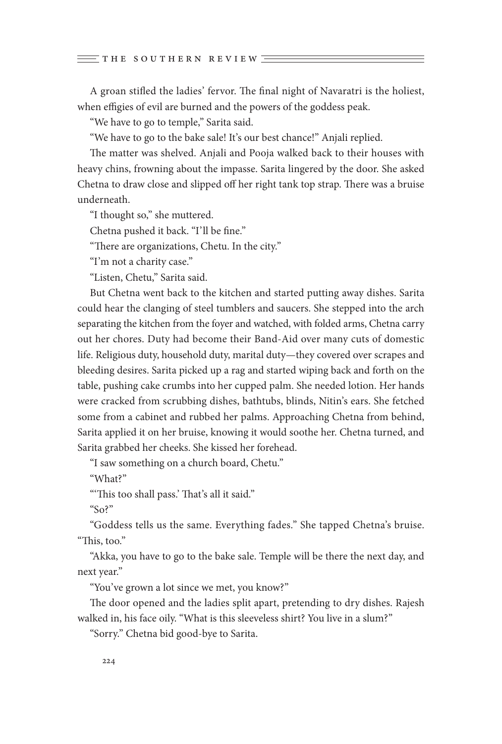A groan stifled the ladies' fervor. The final night of Navaratri is the holiest, when effigies of evil are burned and the powers of the goddess peak.

"We have to go to temple," Sarita said.

"We have to go to the bake sale! It's our best chance!" Anjali replied.

The matter was shelved. Anjali and Pooja walked back to their houses with heavy chins, frowning about the impasse. Sarita lingered by the door. She asked Chetna to draw close and slipped off her right tank top strap. There was a bruise underneath.

"I thought so," she muttered.

Chetna pushed it back. "I'll be fine."

"There are organizations, Chetu. In the city."

"I'm not a charity case."

"Listen, Chetu," Sarita said.

But Chetna went back to the kitchen and started putting away dishes. Sarita could hear the clanging of steel tumblers and saucers. She stepped into the arch separating the kitchen from the foyer and watched, with folded arms, Chetna carry out her chores. Duty had become their Band-Aid over many cuts of domestic life. Religious duty, household duty, marital duty—they covered over scrapes and bleeding desires. Sarita picked up a rag and started wiping back and forth on the table, pushing cake crumbs into her cupped palm. She needed lotion. Her hands were cracked from scrubbing dishes, bathtubs, blinds, Nitin's ears. She fetched some from a cabinet and rubbed her palms. Approaching Chetna from behind, Sarita applied it on her bruise, knowing it would soothe her. Chetna turned, and Sarita grabbed her cheeks. She kissed her forehead.

"I saw something on a church board, Chetu."

"What?"

"'This too shall pass.' That's all it said."

"So?"

"Goddess tells us the same. Everything fades." She tapped Chetna's bruise. "This, too."

"Akka, you have to go to the bake sale. Temple will be there the next day, and next year."

"You've grown a lot since we met, you know?"

The door opened and the ladies split apart, pretending to dry dishes. Rajesh walked in, his face oily. "What is this sleeveless shirt? You live in a slum?"

"Sorry." Chetna bid good-bye to Sarita.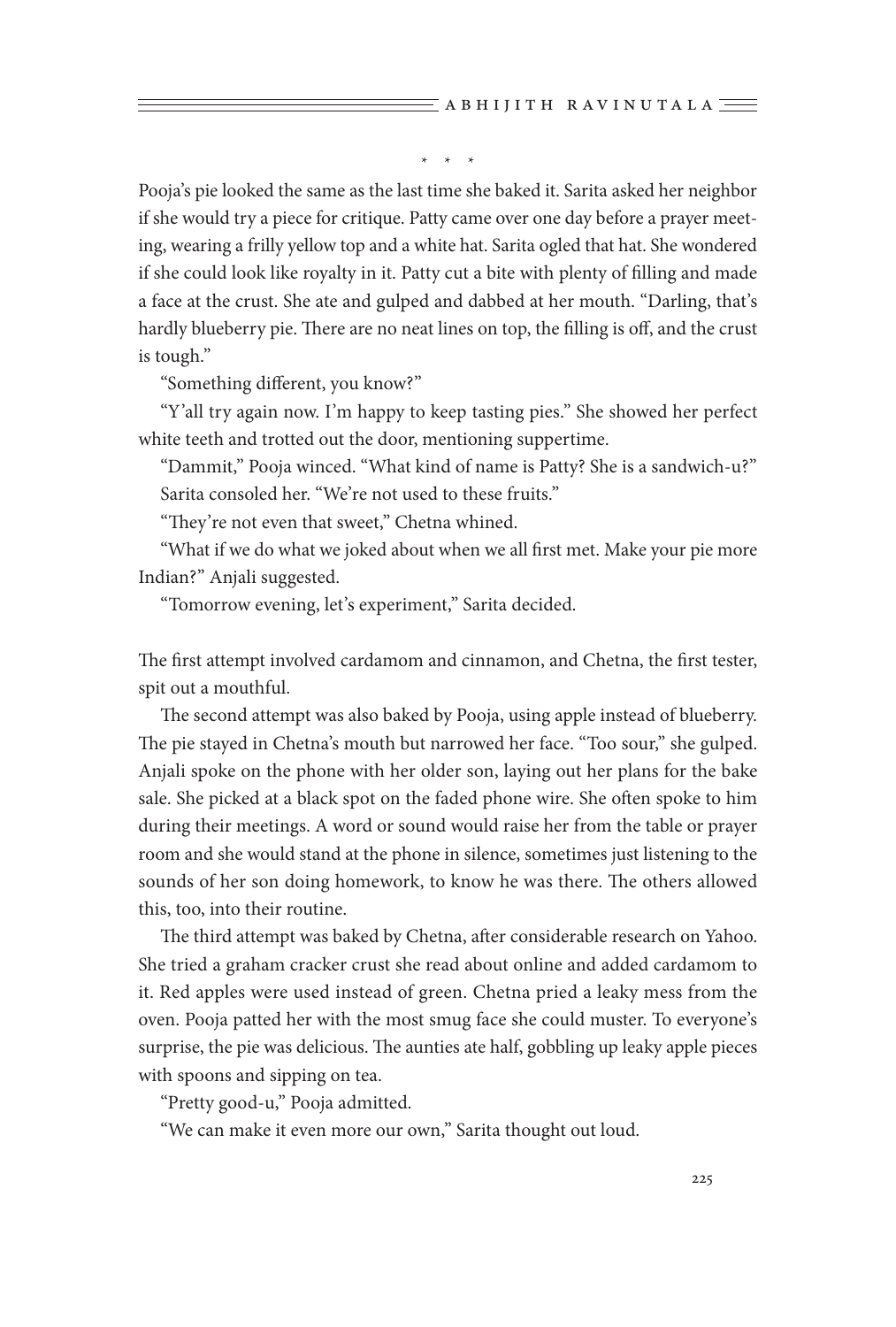\* \* \*

Pooja's pie looked the same as the last time she baked it. Sarita asked her neighbor if she would try a piece for critique. Patty came over one day before a prayer meeting, wearing a frilly yellow top and a white hat. Sarita ogled that hat. She wondered if she could look like royalty in it. Patty cut a bite with plenty of filling and made a face at the crust. She ate and gulped and dabbed at her mouth. "Darling, that's hardly blueberry pie. There are no neat lines on top, the filling is off, and the crust is tough."

"Something different, you know?"

"Y'all try again now. I'm happy to keep tasting pies." She showed her perfect white teeth and trotted out the door, mentioning suppertime.

"Dammit," Pooja winced. "What kind of name is Patty? She is a sandwich-u?"

Sarita consoled her. "We're not used to these fruits."

"They're not even that sweet," Chetna whined.

"What if we do what we joked about when we all first met. Make your pie more Indian?" Anjali suggested.

"Tomorrow evening, let's experiment," Sarita decided.

The first attempt involved cardamom and cinnamon, and Chetna, the first tester, spit out a mouthful.

The second attempt was also baked by Pooja, using apple instead of blueberry. The pie stayed in Chetna's mouth but narrowed her face. "Too sour," she gulped. Anjali spoke on the phone with her older son, laying out her plans for the bake sale. She picked at a black spot on the faded phone wire. She often spoke to him during their meetings. A word or sound would raise her from the table or prayer room and she would stand at the phone in silence, sometimes just listening to the sounds of her son doing homework, to know he was there. The others allowed this, too, into their routine.

The third attempt was baked by Chetna, after considerable research on Yahoo. She tried a graham cracker crust she read about online and added cardamom to it. Red apples were used instead of green. Chetna pried a leaky mess from the oven. Pooja patted her with the most smug face she could muster. To everyone's surprise, the pie was delicious. The aunties ate half, gobbling up leaky apple pieces with spoons and sipping on tea.

"Pretty good-u," Pooja admitted.

"We can make it even more our own," Sarita thought out loud.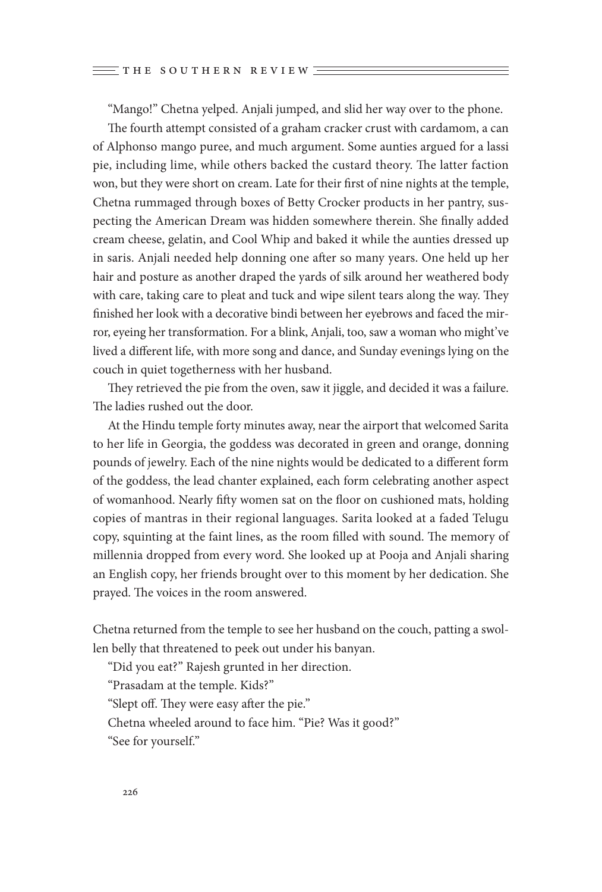"Mango!" Chetna yelped. Anjali jumped, and slid her way over to the phone.

The fourth attempt consisted of a graham cracker crust with cardamom, a can of Alphonso mango puree, and much argument. Some aunties argued for a lassi pie, including lime, while others backed the custard theory. The latter faction won, but they were short on cream. Late for their first of nine nights at the temple, Chetna rummaged through boxes of Betty Crocker products in her pantry, suspecting the American Dream was hidden somewhere therein. She finally added cream cheese, gelatin, and Cool Whip and baked it while the aunties dressed up in saris. Anjali needed help donning one after so many years. One held up her hair and posture as another draped the yards of silk around her weathered body with care, taking care to pleat and tuck and wipe silent tears along the way. They finished her look with a decorative bindi between her eyebrows and faced the mirror, eyeing her transformation. For a blink, Anjali, too, saw a woman who might've lived a different life, with more song and dance, and Sunday evenings lying on the couch in quiet togetherness with her husband.

They retrieved the pie from the oven, saw it jiggle, and decided it was a failure. The ladies rushed out the door.

At the Hindu temple forty minutes away, near the airport that welcomed Sarita to her life in Georgia, the goddess was decorated in green and orange, donning pounds of jewelry. Each of the nine nights would be dedicated to a different form of the goddess, the lead chanter explained, each form celebrating another aspect of womanhood. Nearly fifty women sat on the floor on cushioned mats, holding copies of mantras in their regional languages. Sarita looked at a faded Telugu copy, squinting at the faint lines, as the room filled with sound. The memory of millennia dropped from every word. She looked up at Pooja and Anjali sharing an English copy, her friends brought over to this moment by her dedication. She prayed. The voices in the room answered.

Chetna returned from the temple to see her husband on the couch, patting a swollen belly that threatened to peek out under his banyan.

"Did you eat?" Rajesh grunted in her direction.

"Prasadam at the temple. Kids?"

"Slept off. They were easy after the pie."

Chetna wheeled around to face him. "Pie? Was it good?"

"See for yourself."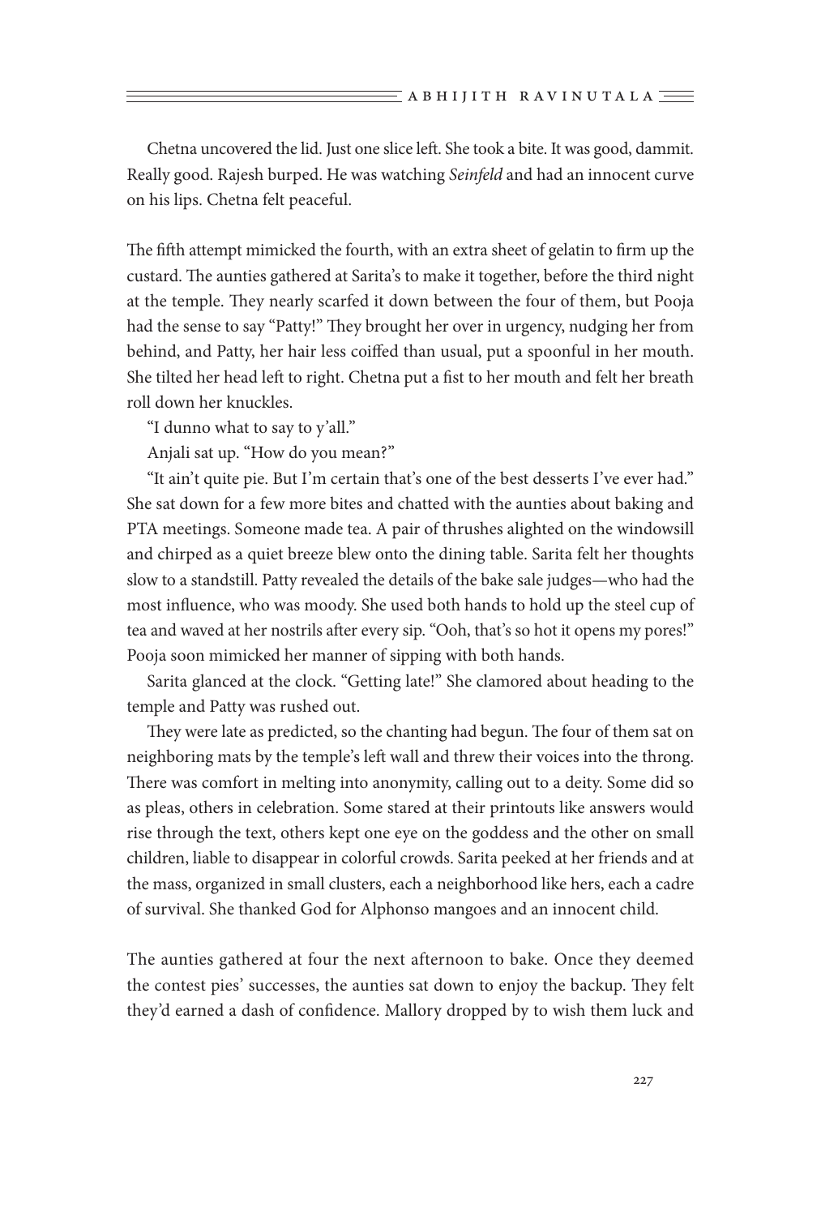Chetna uncovered the lid. Just one slice left. She took a bite. It was good, dammit. Really good. Rajesh burped. He was watching *Seinfeld* and had an innocent curve on his lips. Chetna felt peaceful.

The fifth attempt mimicked the fourth, with an extra sheet of gelatin to firm up the custard. The aunties gathered at Sarita's to make it together, before the third night at the temple. They nearly scarfed it down between the four of them, but Pooja had the sense to say "Patty!" They brought her over in urgency, nudging her from behind, and Patty, her hair less coiffed than usual, put a spoonful in her mouth. She tilted her head left to right. Chetna put a fist to her mouth and felt her breath roll down her knuckles.

"I dunno what to say to y'all."

Anjali sat up. "How do you mean?"

"It ain't quite pie. But I'm certain that's one of the best desserts I've ever had." She sat down for a few more bites and chatted with the aunties about baking and PTA meetings. Someone made tea. A pair of thrushes alighted on the windowsill and chirped as a quiet breeze blew onto the dining table. Sarita felt her thoughts slow to a standstill. Patty revealed the details of the bake sale judges—who had the most influence, who was moody. She used both hands to hold up the steel cup of tea and waved at her nostrils after every sip. "Ooh, that's so hot it opens my pores!" Pooja soon mimicked her manner of sipping with both hands.

Sarita glanced at the clock. "Getting late!" She clamored about heading to the temple and Patty was rushed out.

They were late as predicted, so the chanting had begun. The four of them sat on neighboring mats by the temple's left wall and threw their voices into the throng. There was comfort in melting into anonymity, calling out to a deity. Some did so as pleas, others in celebration. Some stared at their printouts like answers would rise through the text, others kept one eye on the goddess and the other on small children, liable to disappear in colorful crowds. Sarita peeked at her friends and at the mass, organized in small clusters, each a neighborhood like hers, each a cadre of survival. She thanked God for Alphonso mangoes and an innocent child.

The aunties gathered at four the next afternoon to bake. Once they deemed the contest pies' successes, the aunties sat down to enjoy the backup. They felt they'd earned a dash of confidence. Mallory dropped by to wish them luck and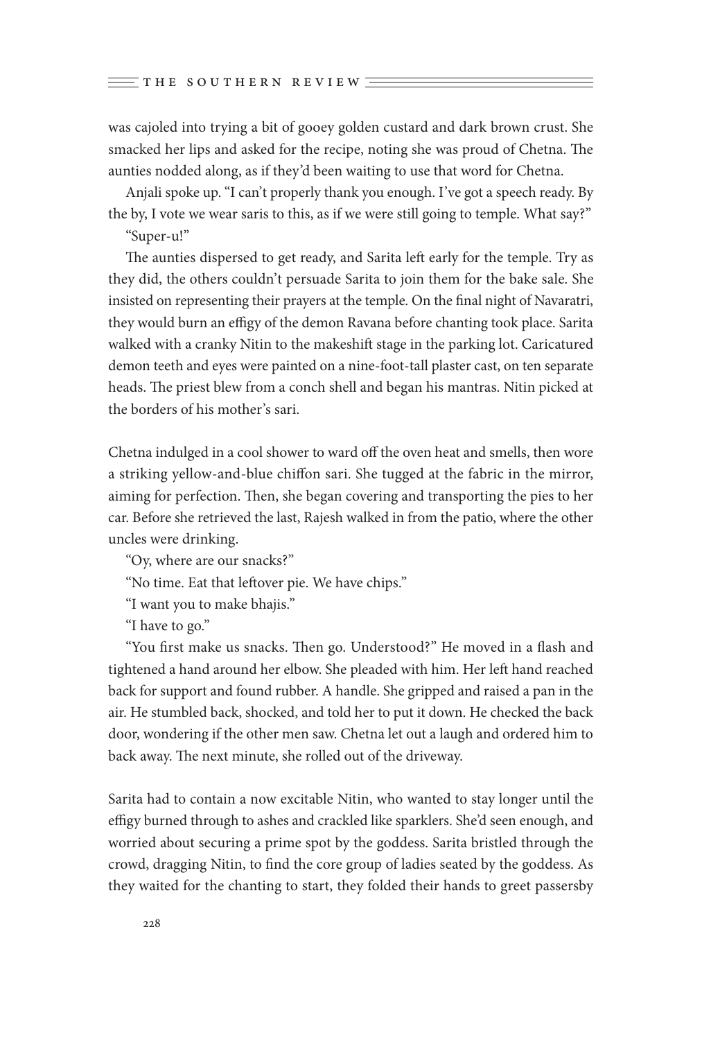was cajoled into trying a bit of gooey golden custard and dark brown crust. She smacked her lips and asked for the recipe, noting she was proud of Chetna. The aunties nodded along, as if they'd been waiting to use that word for Chetna.

Anjali spoke up. "I can't properly thank you enough. I've got a speech ready. By the by, I vote we wear saris to this, as if we were still going to temple. What say?"

"Super-u!"

The aunties dispersed to get ready, and Sarita left early for the temple. Try as they did, the others couldn't persuade Sarita to join them for the bake sale. She insisted on representing their prayers at the temple. On the final night of Navaratri, they would burn an effigy of the demon Ravana before chanting took place. Sarita walked with a cranky Nitin to the makeshift stage in the parking lot. Caricatured demon teeth and eyes were painted on a nine-foot-tall plaster cast, on ten separate heads. The priest blew from a conch shell and began his mantras. Nitin picked at the borders of his mother's sari.

Chetna indulged in a cool shower to ward off the oven heat and smells, then wore a striking yellow-and-blue chiffon sari. She tugged at the fabric in the mirror, aiming for perfection. Then, she began covering and transporting the pies to her car. Before she retrieved the last, Rajesh walked in from the patio, where the other uncles were drinking.

"Oy, where are our snacks?"

"No time. Eat that leftover pie. We have chips."

"I want you to make bhajis."

"I have to go."

"You first make us snacks. Then go. Understood?" He moved in a flash and tightened a hand around her elbow. She pleaded with him. Her left hand reached back for support and found rubber. A handle. She gripped and raised a pan in the air. He stumbled back, shocked, and told her to put it down. He checked the back door, wondering if the other men saw. Chetna let out a laugh and ordered him to back away. The next minute, she rolled out of the driveway.

Sarita had to contain a now excitable Nitin, who wanted to stay longer until the effigy burned through to ashes and crackled like sparklers. She'd seen enough, and worried about securing a prime spot by the goddess. Sarita bristled through the crowd, dragging Nitin, to find the core group of ladies seated by the goddess. As they waited for the chanting to start, they folded their hands to greet passersby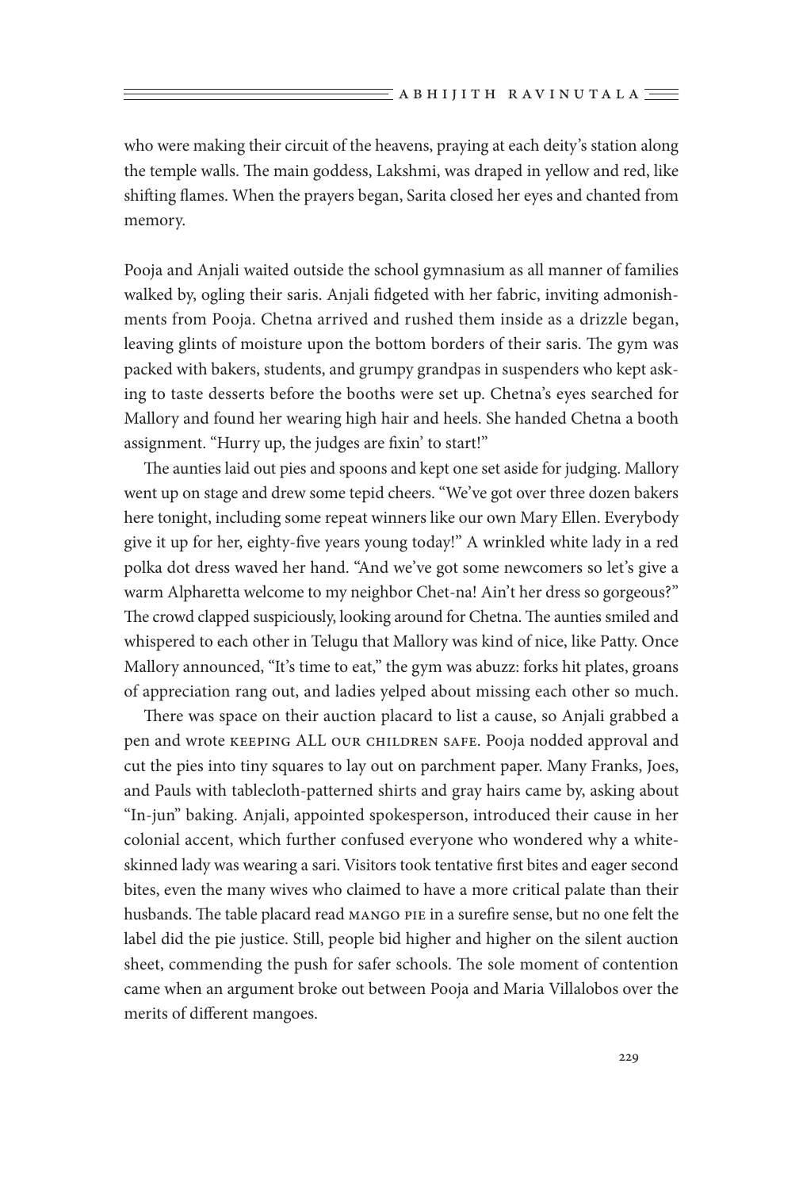who were making their circuit of the heavens, praying at each deity's station along the temple walls. The main goddess, Lakshmi, was draped in yellow and red, like shifting flames. When the prayers began, Sarita closed her eyes and chanted from memory.

Pooja and Anjali waited outside the school gymnasium as all manner of families walked by, ogling their saris. Anjali fidgeted with her fabric, inviting admonishments from Pooja. Chetna arrived and rushed them inside as a drizzle began, leaving glints of moisture upon the bottom borders of their saris. The gym was packed with bakers, students, and grumpy grandpas in suspenders who kept asking to taste desserts before the booths were set up. Chetna's eyes searched for Mallory and found her wearing high hair and heels. She handed Chetna a booth assignment. "Hurry up, the judges are fixin' to start!"

The aunties laid out pies and spoons and kept one set aside for judging. Mallory went up on stage and drew some tepid cheers. "We've got over three dozen bakers here tonight, including some repeat winners like our own Mary Ellen. Everybody give it up for her, eighty-five years young today!" A wrinkled white lady in a red polka dot dress waved her hand. "And we've got some newcomers so let's give a warm Alpharetta welcome to my neighbor Chet-na! Ain't her dress so gorgeous?" The crowd clapped suspiciously, looking around for Chetna. The aunties smiled and whispered to each other in Telugu that Mallory was kind of nice, like Patty. Once Mallory announced, "It's time to eat," the gym was abuzz: forks hit plates, groans of appreciation rang out, and ladies yelped about missing each other so much.

There was space on their auction placard to list a cause, so Anjali grabbed a pen and wrote KEEPING ALL OUR CHILDREN SAFE. Pooja nodded approval and cut the pies into tiny squares to lay out on parchment paper. Many Franks, Joes, and Pauls with tablecloth-patterned shirts and gray hairs came by, asking about "In-jun" baking. Anjali, appointed spokesperson, introduced their cause in her colonial accent, which further confused everyone who wondered why a white-skinned lady was wearing a sari. Visitors took tentative first bites and eager second bites, even the many wives who claimed to have a more critical palate than their husbands. The table placard read MANGO PIE in a surefire sense, but no one felt the label did the pie justice. Still, people bid higher and higher on the silent auction sheet, commending the push for safer schools. The sole moment of contention came when an argument broke out between Pooja and Maria Villalobos over the merits of different mangoes.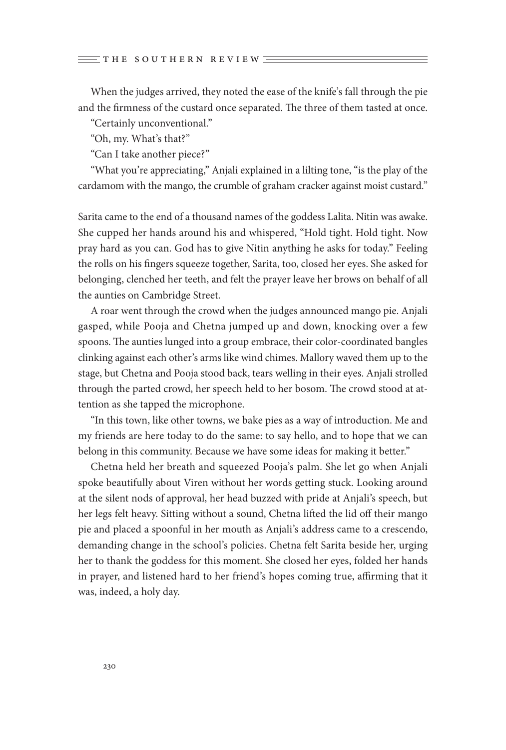When the judges arrived, they noted the ease of the knife's fall through the pie and the firmness of the custard once separated. The three of them tasted at once.

"Certainly unconventional."

"Oh, my. What's that?"

"Can I take another piece?"

"What you're appreciating," Anjali explained in a lilting tone, "is the play of the cardamom with the mango, the crumble of graham cracker against moist custard."

Sarita came to the end of a thousand names of the goddess Lalita. Nitin was awake. She cupped her hands around his and whispered, "Hold tight. Hold tight. Now pray hard as you can. God has to give Nitin anything he asks for today." Feeling the rolls on his fingers squeeze together, Sarita, too, closed her eyes. She asked for belonging, clenched her teeth, and felt the prayer leave her brows on behalf of all the aunties on Cambridge Street.

A roar went through the crowd when the judges announced mango pie. Anjali gasped, while Pooja and Chetna jumped up and down, knocking over a few spoons. The aunties lunged into a group embrace, their color-coordinated bangles clinking against each other's arms like wind chimes. Mallory waved them up to the stage, but Chetna and Pooja stood back, tears welling in their eyes. Anjali strolled through the parted crowd, her speech held to her bosom. The crowd stood at attention as she tapped the microphone.

"In this town, like other towns, we bake pies as a way of introduction. Me and my friends are here today to do the same: to say hello, and to hope that we can belong in this community. Because we have some ideas for making it better."

Chetna held her breath and squeezed Pooja's palm. She let go when Anjali spoke beautifully about Viren without her words getting stuck. Looking around at the silent nods of approval, her head buzzed with pride at Anjali's speech, but her legs felt heavy. Sitting without a sound, Chetna lifted the lid off their mango pie and placed a spoonful in her mouth as Anjali's address came to a crescendo, demanding change in the school's policies. Chetna felt Sarita beside her, urging her to thank the goddess for this moment. She closed her eyes, folded her hands in prayer, and listened hard to her friend's hopes coming true, affirming that it was, indeed, a holy day.